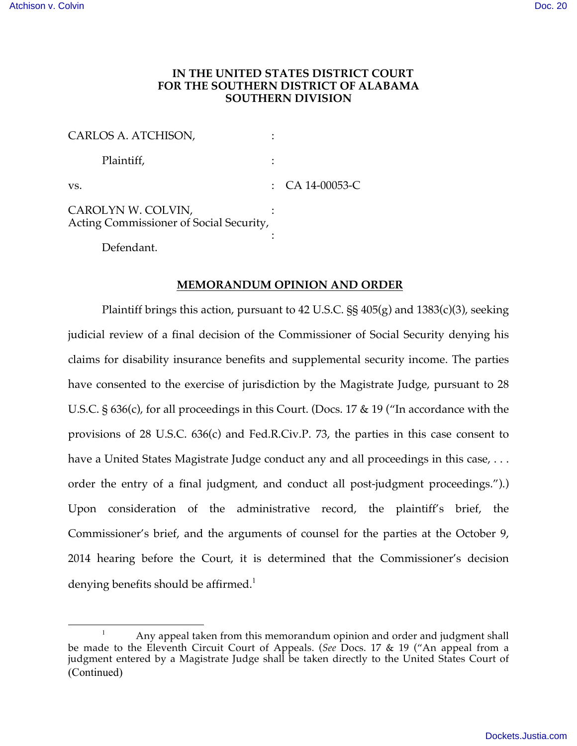**IN THE UNITED STATES DISTRICT COURT**
**FOR THE SOUTHERN DISTRICT OF ALABAMA**
**SOUTHERN DIVISION**

CARLOS A. ATCHISON, :

Plaintiff, :

vs. : CA 14-00053-C

CAROLYN W. COLVIN, :
Acting Commissioner of Social Security,
:
Defendant.

## MEMORANDUM OPINION AND ORDER

Plaintiff brings this action, pursuant to 42 U.S.C. §§ 405(g) and 1383(c)(3), seeking judicial review of a final decision of the Commissioner of Social Security denying his claims for disability insurance benefits and supplemental security income. The parties have consented to the exercise of jurisdiction by the Magistrate Judge, pursuant to 28 U.S.C. § 636(c), for all proceedings in this Court. (Docs. 17 & 19 ("In accordance with the provisions of 28 U.S.C. 636(c) and Fed.R.Civ.P. 73, the parties in this case consent to have a United States Magistrate Judge conduct any and all proceedings in this case, . . . order the entry of a final judgment, and conduct all post-judgment proceedings.").) Upon consideration of the administrative record, the plaintiff's brief, the Commissioner's brief, and the arguments of counsel for the parties at the October 9, 2014 hearing before the Court, it is determined that the Commissioner's decision denying benefits should be affirmed.[1]

[1] Any appeal taken from this memorandum opinion and order and judgment shall be made to the Eleventh Circuit Court of Appeals. (*See* Docs. 17 & 19 ("An appeal from a judgment entered by a Magistrate Judge shall be taken directly to the United States Court of (Continued)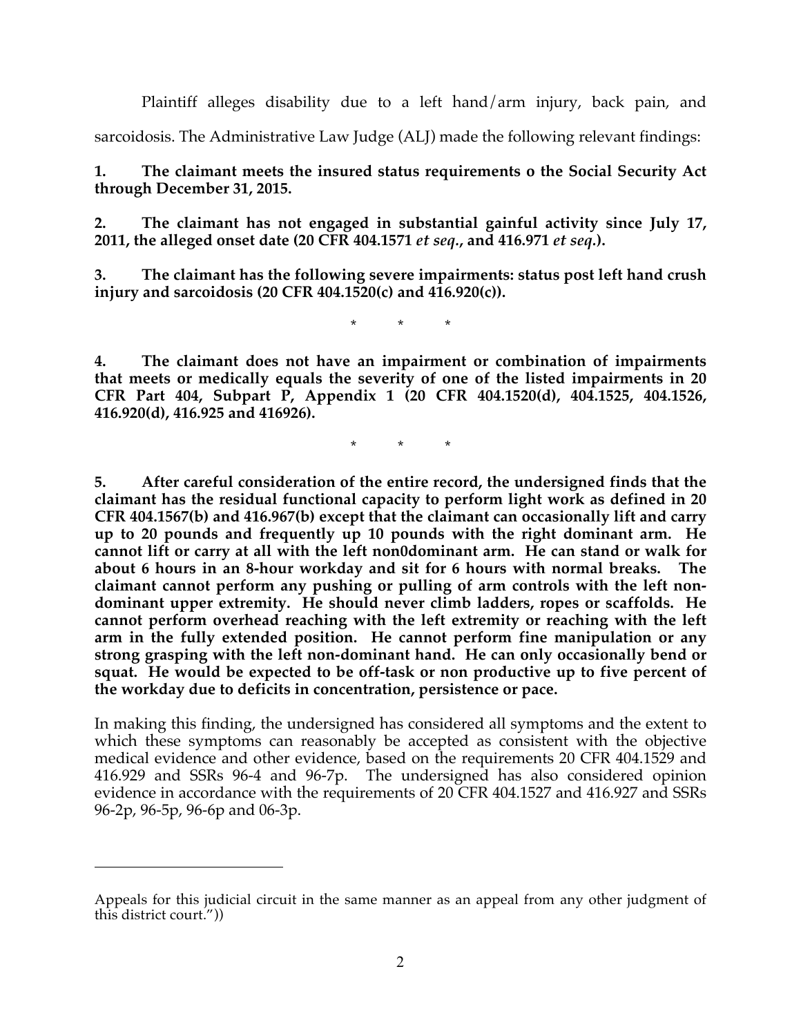Plaintiff alleges disability due to a left hand/arm injury, back pain, and sarcoidosis. The Administrative Law Judge (ALJ) made the following relevant findings:

**1. The claimant meets the insured status requirements o the Social Security Act through December 31, 2015.**

**2. The claimant has not engaged in substantial gainful activity since July 17, 2011, the alleged onset date (20 CFR 404.1571 *et seq.*, and 416.971 *et seq.*).**

**3. The claimant has the following severe impairments: status post left hand crush injury and sarcoidosis (20 CFR 404.1520(c) and 416.920(c)).**

\* \* \*

**4. The claimant does not have an impairment or combination of impairments that meets or medically equals the severity of one of the listed impairments in 20 CFR Part 404, Subpart P, Appendix 1 (20 CFR 404.1520(d), 404.1525, 404.1526, 416.920(d), 416.925 and 416926).**

\* \* \*

**5. After careful consideration of the entire record, the undersigned finds that the claimant has the residual functional capacity to perform light work as defined in 20 CFR 404.1567(b) and 416.967(b) except that the claimant can occasionally lift and carry up to 20 pounds and frequently up 10 pounds with the right dominant arm. He cannot lift or carry at all with the left non0dominant arm. He can stand or walk for about 6 hours in an 8-hour workday and sit for 6 hours with normal breaks. The claimant cannot perform any pushing or pulling of arm controls with the left non-dominant upper extremity. He should never climb ladders, ropes or scaffolds. He cannot perform overhead reaching with the left extremity or reaching with the left arm in the fully extended position. He cannot perform fine manipulation or any strong grasping with the left non-dominant hand. He can only occasionally bend or squat. He would be expected to be off-task or non productive up to five percent of the workday due to deficits in concentration, persistence or pace.**

In making this finding, the undersigned has considered all symptoms and the extent to which these symptoms can reasonably be accepted as consistent with the objective medical evidence and other evidence, based on the requirements 20 CFR 404.1529 and 416.929 and SSRs 96-4 and 96-7p. The undersigned has also considered opinion evidence in accordance with the requirements of 20 CFR 404.1527 and 416.927 and SSRs 96-2p, 96-5p, 96-6p and 06-3p.

---

Appeals for this judicial circuit in the same manner as an appeal from any other judgment of this district court."))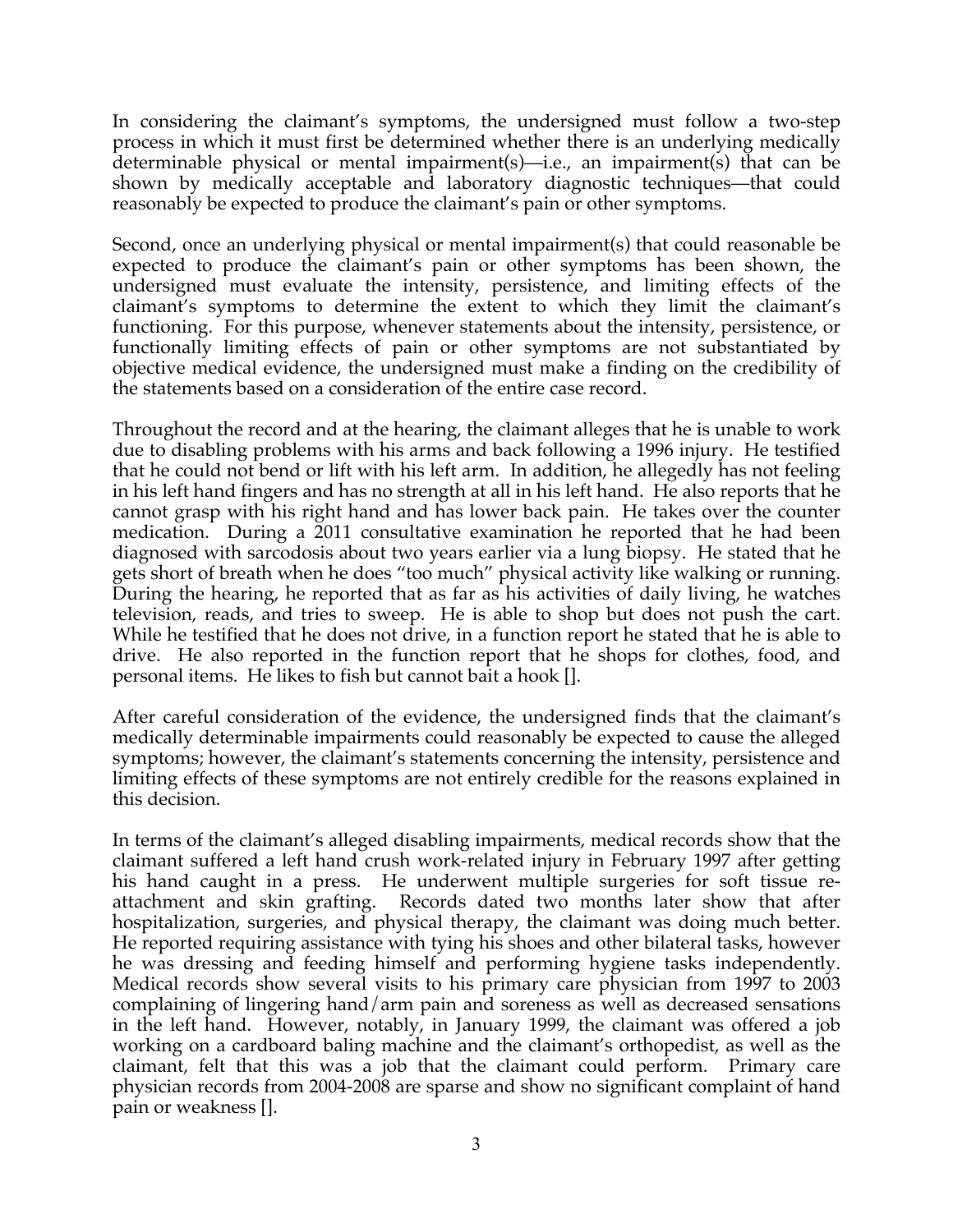In considering the claimant's symptoms, the undersigned must follow a two-step process in which it must first be determined whether there is an underlying medically determinable physical or mental impairment(s)—i.e., an impairment(s) that can be shown by medically acceptable and laboratory diagnostic techniques—that could reasonably be expected to produce the claimant's pain or other symptoms.

Second, once an underlying physical or mental impairment(s) that could reasonable be expected to produce the claimant's pain or other symptoms has been shown, the undersigned must evaluate the intensity, persistence, and limiting effects of the claimant's symptoms to determine the extent to which they limit the claimant's functioning. For this purpose, whenever statements about the intensity, persistence, or functionally limiting effects of pain or other symptoms are not substantiated by objective medical evidence, the undersigned must make a finding on the credibility of the statements based on a consideration of the entire case record.

Throughout the record and at the hearing, the claimant alleges that he is unable to work due to disabling problems with his arms and back following a 1996 injury. He testified that he could not bend or lift with his left arm. In addition, he allegedly has not feeling in his left hand fingers and has no strength at all in his left hand. He also reports that he cannot grasp with his right hand and has lower back pain. He takes over the counter medication. During a 2011 consultative examination he reported that he had been diagnosed with sarcodosis about two years earlier via a lung biopsy. He stated that he gets short of breath when he does "too much" physical activity like walking or running. During the hearing, he reported that as far as his activities of daily living, he watches television, reads, and tries to sweep. He is able to shop but does not push the cart. While he testified that he does not drive, in a function report he stated that he is able to drive. He also reported in the function report that he shops for clothes, food, and personal items. He likes to fish but cannot bait a hook [].

After careful consideration of the evidence, the undersigned finds that the claimant's medically determinable impairments could reasonably be expected to cause the alleged symptoms; however, the claimant's statements concerning the intensity, persistence and limiting effects of these symptoms are not entirely credible for the reasons explained in this decision.

In terms of the claimant's alleged disabling impairments, medical records show that the claimant suffered a left hand crush work-related injury in February 1997 after getting his hand caught in a press. He underwent multiple surgeries for soft tissue re-attachment and skin grafting. Records dated two months later show that after hospitalization, surgeries, and physical therapy, the claimant was doing much better. He reported requiring assistance with tying his shoes and other bilateral tasks, however he was dressing and feeding himself and performing hygiene tasks independently. Medical records show several visits to his primary care physician from 1997 to 2003 complaining of lingering hand/arm pain and soreness as well as decreased sensations in the left hand. However, notably, in January 1999, the claimant was offered a job working on a cardboard baling machine and the claimant's orthopedist, as well as the claimant, felt that this was a job that the claimant could perform. Primary care physician records from 2004-2008 are sparse and show no significant complaint of hand pain or weakness [].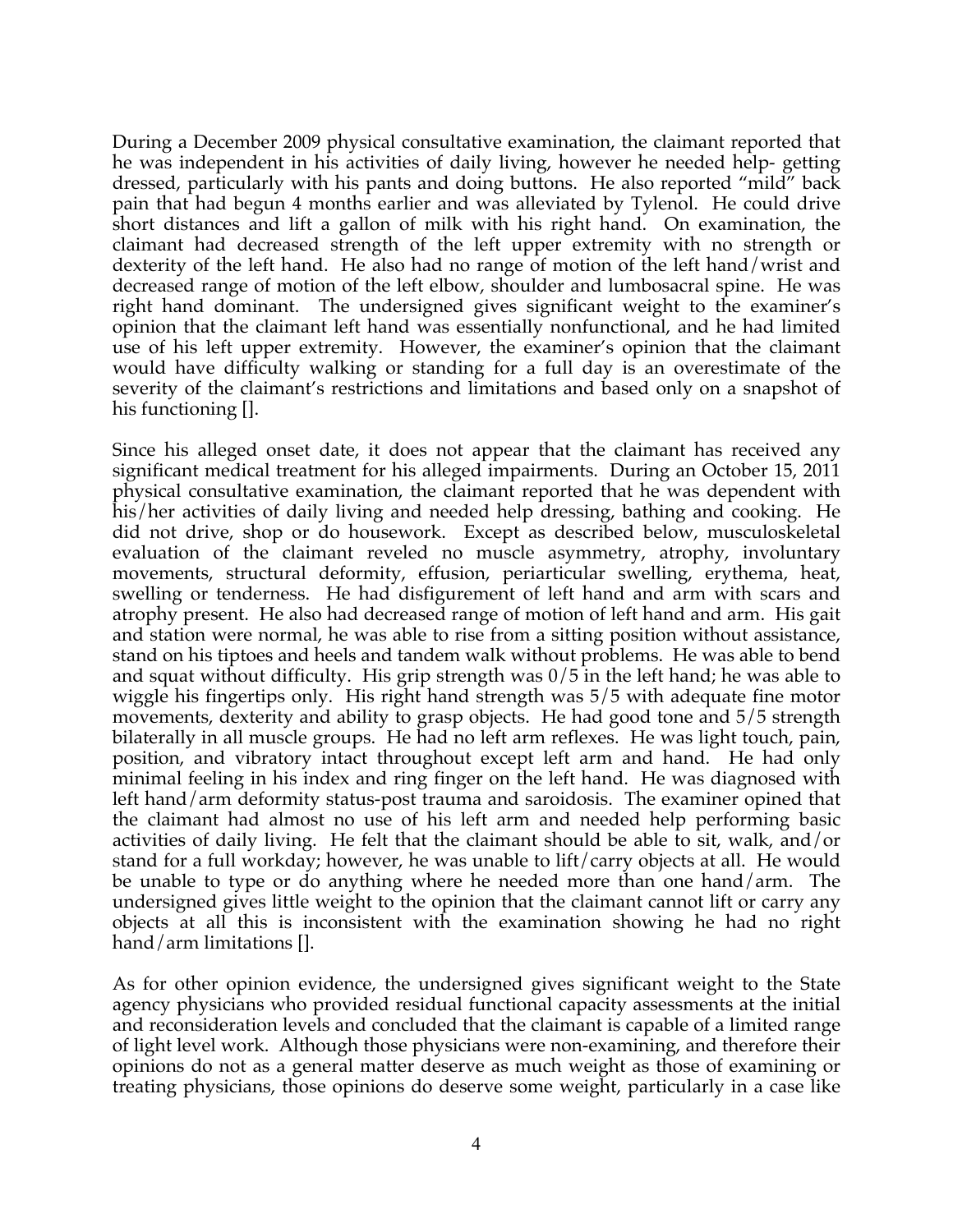During a December 2009 physical consultative examination, the claimant reported that he was independent in his activities of daily living, however he needed help- getting dressed, particularly with his pants and doing buttons. He also reported "mild" back pain that had begun 4 months earlier and was alleviated by Tylenol. He could drive short distances and lift a gallon of milk with his right hand. On examination, the claimant had decreased strength of the left upper extremity with no strength or dexterity of the left hand. He also had no range of motion of the left hand/wrist and decreased range of motion of the left elbow, shoulder and lumbosacral spine. He was right hand dominant. The undersigned gives significant weight to the examiner's opinion that the claimant left hand was essentially nonfunctional, and he had limited use of his left upper extremity. However, the examiner's opinion that the claimant would have difficulty walking or standing for a full day is an overestimate of the severity of the claimant's restrictions and limitations and based only on a snapshot of his functioning [].

Since his alleged onset date, it does not appear that the claimant has received any significant medical treatment for his alleged impairments. During an October 15, 2011 physical consultative examination, the claimant reported that he was dependent with his/her activities of daily living and needed help dressing, bathing and cooking. He did not drive, shop or do housework. Except as described below, musculoskeletal evaluation of the claimant reveled no muscle asymmetry, atrophy, involuntary movements, structural deformity, effusion, periarticular swelling, erythema, heat, swelling or tenderness. He had disfigurement of left hand and arm with scars and atrophy present. He also had decreased range of motion of left hand and arm. His gait and station were normal, he was able to rise from a sitting position without assistance, stand on his tiptoes and heels and tandem walk without problems. He was able to bend and squat without difficulty. His grip strength was 0/5 in the left hand; he was able to wiggle his fingertips only. His right hand strength was 5/5 with adequate fine motor movements, dexterity and ability to grasp objects. He had good tone and 5/5 strength bilaterally in all muscle groups. He had no left arm reflexes. He was light touch, pain, position, and vibratory intact throughout except left arm and hand. He had only minimal feeling in his index and ring finger on the left hand. He was diagnosed with left hand/arm deformity status-post trauma and saroidosis. The examiner opined that the claimant had almost no use of his left arm and needed help performing basic activities of daily living. He felt that the claimant should be able to sit, walk, and/or stand for a full workday; however, he was unable to lift/carry objects at all. He would be unable to type or do anything where he needed more than one hand/arm. The undersigned gives little weight to the opinion that the claimant cannot lift or carry any objects at all this is inconsistent with the examination showing he had no right hand/arm limitations [].

As for other opinion evidence, the undersigned gives significant weight to the State agency physicians who provided residual functional capacity assessments at the initial and reconsideration levels and concluded that the claimant is capable of a limited range of light level work. Although those physicians were non-examining, and therefore their opinions do not as a general matter deserve as much weight as those of examining or treating physicians, those opinions do deserve some weight, particularly in a case like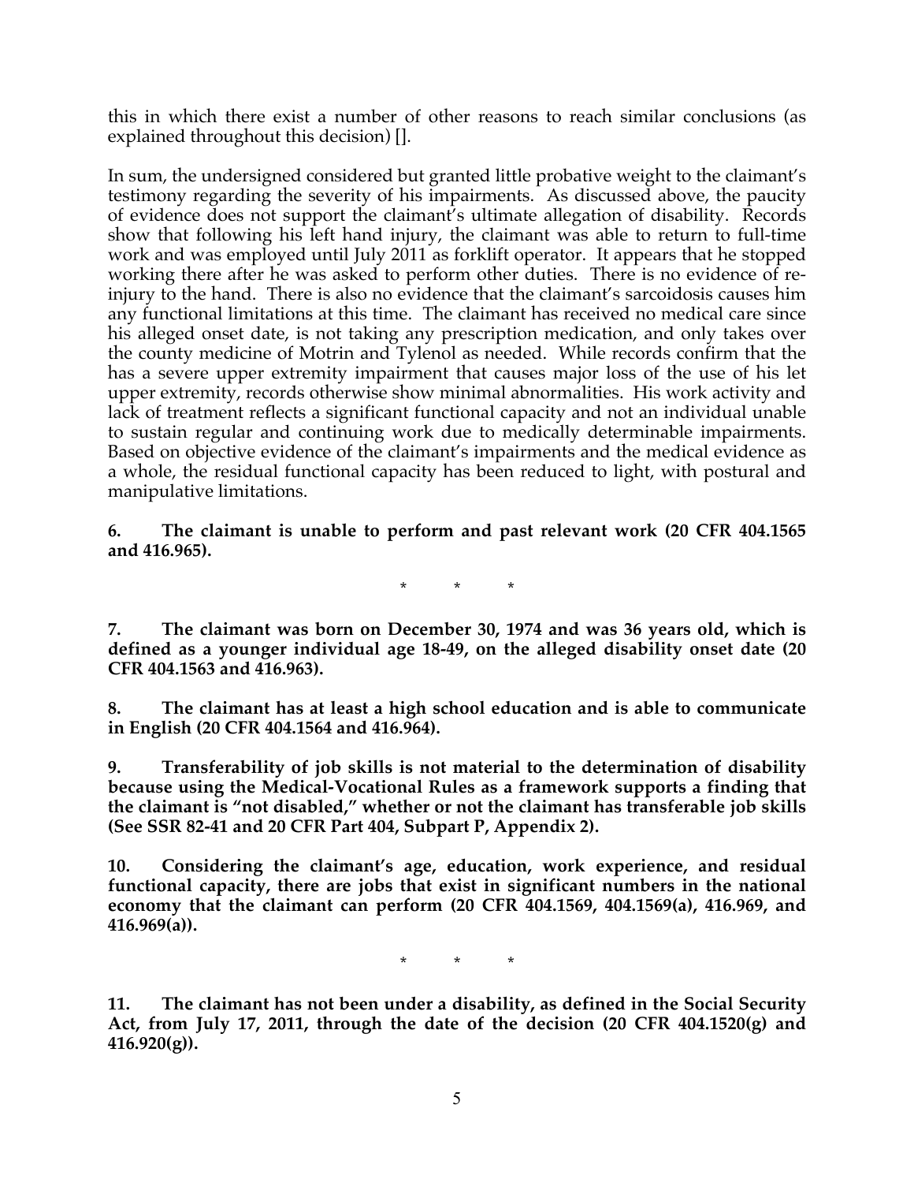this in which there exist a number of other reasons to reach similar conclusions (as explained throughout this decision) [].

In sum, the undersigned considered but granted little probative weight to the claimant's testimony regarding the severity of his impairments. As discussed above, the paucity of evidence does not support the claimant's ultimate allegation of disability. Records show that following his left hand injury, the claimant was able to return to full-time work and was employed until July 2011 as forklift operator. It appears that he stopped working there after he was asked to perform other duties. There is no evidence of re-injury to the hand. There is also no evidence that the claimant's sarcoidosis causes him any functional limitations at this time. The claimant has received no medical care since his alleged onset date, is not taking any prescription medication, and only takes over the county medicine of Motrin and Tylenol as needed. While records confirm that the has a severe upper extremity impairment that causes major loss of the use of his let upper extremity, records otherwise show minimal abnormalities. His work activity and lack of treatment reflects a significant functional capacity and not an individual unable to sustain regular and continuing work due to medically determinable impairments. Based on objective evidence of the claimant's impairments and the medical evidence as a whole, the residual functional capacity has been reduced to light, with postural and manipulative limitations.

**6. The claimant is unable to perform and past relevant work (20 CFR 404.1565 and 416.965).**

\* \* \*

**7. The claimant was born on December 30, 1974 and was 36 years old, which is defined as a younger individual age 18-49, on the alleged disability onset date (20 CFR 404.1563 and 416.963).**

**8. The claimant has at least a high school education and is able to communicate in English (20 CFR 404.1564 and 416.964).**

**9. Transferability of job skills is not material to the determination of disability because using the Medical-Vocational Rules as a framework supports a finding that the claimant is "not disabled," whether or not the claimant has transferable job skills (See SSR 82-41 and 20 CFR Part 404, Subpart P, Appendix 2).**

**10. Considering the claimant's age, education, work experience, and residual functional capacity, there are jobs that exist in significant numbers in the national economy that the claimant can perform (20 CFR 404.1569, 404.1569(a), 416.969, and 416.969(a)).**

\* \* \*

**11. The claimant has not been under a disability, as defined in the Social Security Act, from July 17, 2011, through the date of the decision (20 CFR 404.1520(g) and 416.920(g)).**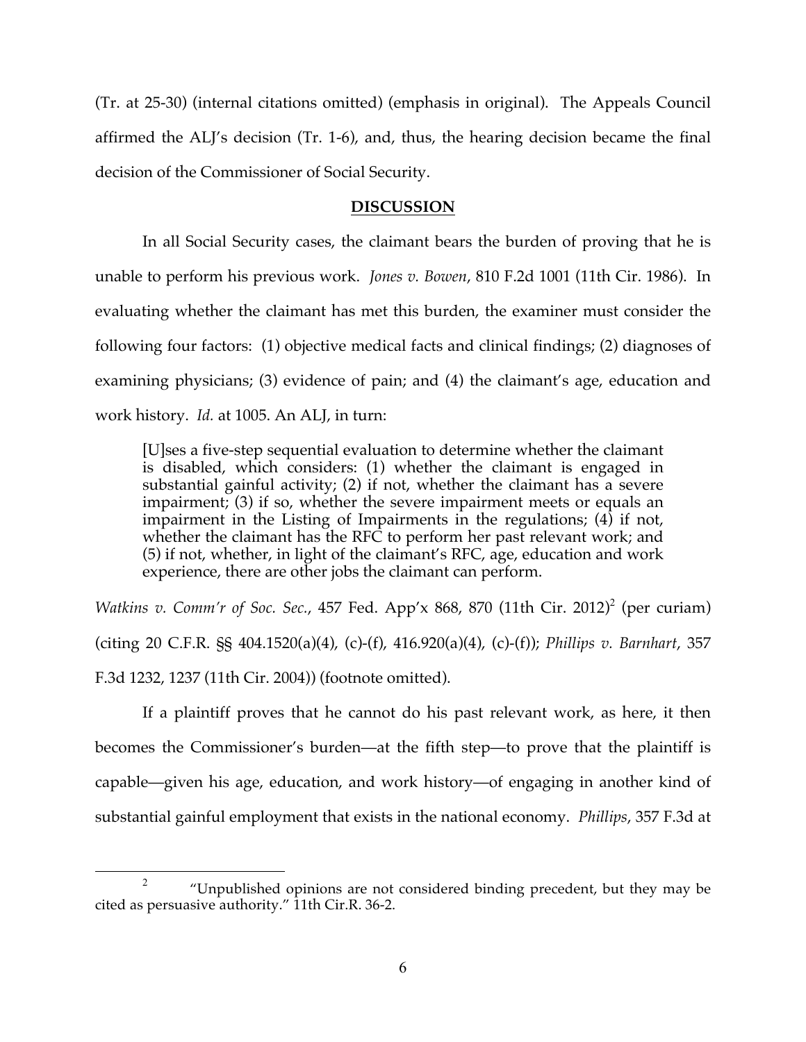(Tr. at 25-30) (internal citations omitted) (emphasis in original). The Appeals Council affirmed the ALJ's decision (Tr. 1-6), and, thus, the hearing decision became the final decision of the Commissioner of Social Security.

## **DISCUSSION**

In all Social Security cases, the claimant bears the burden of proving that he is unable to perform his previous work. *Jones v. Bowen*, 810 F.2d 1001 (11th Cir. 1986). In evaluating whether the claimant has met this burden, the examiner must consider the following four factors: (1) objective medical facts and clinical findings; (2) diagnoses of examining physicians; (3) evidence of pain; and (4) the claimant's age, education and work history. *Id.* at 1005. An ALJ, in turn:

> [U]ses a five-step sequential evaluation to determine whether the claimant is disabled, which considers: (1) whether the claimant is engaged in substantial gainful activity; (2) if not, whether the claimant has a severe impairment; (3) if so, whether the severe impairment meets or equals an impairment in the Listing of Impairments in the regulations; (4) if not, whether the claimant has the RFC to perform her past relevant work; and (5) if not, whether, in light of the claimant's RFC, age, education and work experience, there are other jobs the claimant can perform.

*Watkins v. Comm'r of Soc. Sec.*, 457 Fed. App'x 868, 870 (11th Cir. 2012)[2] (per curiam) (citing 20 C.F.R. §§ 404.1520(a)(4), (c)-(f), 416.920(a)(4), (c)-(f)); *Phillips v. Barnhart*, 357 F.3d 1232, 1237 (11th Cir. 2004)) (footnote omitted).

If a plaintiff proves that he cannot do his past relevant work, as here, it then becomes the Commissioner's burden—at the fifth step—to prove that the plaintiff is capable—given his age, education, and work history—of engaging in another kind of substantial gainful employment that exists in the national economy. *Phillips*, 357 F.3d at

---

[2] "Unpublished opinions are not considered binding precedent, but they may be cited as persuasive authority." 11th Cir.R. 36-2.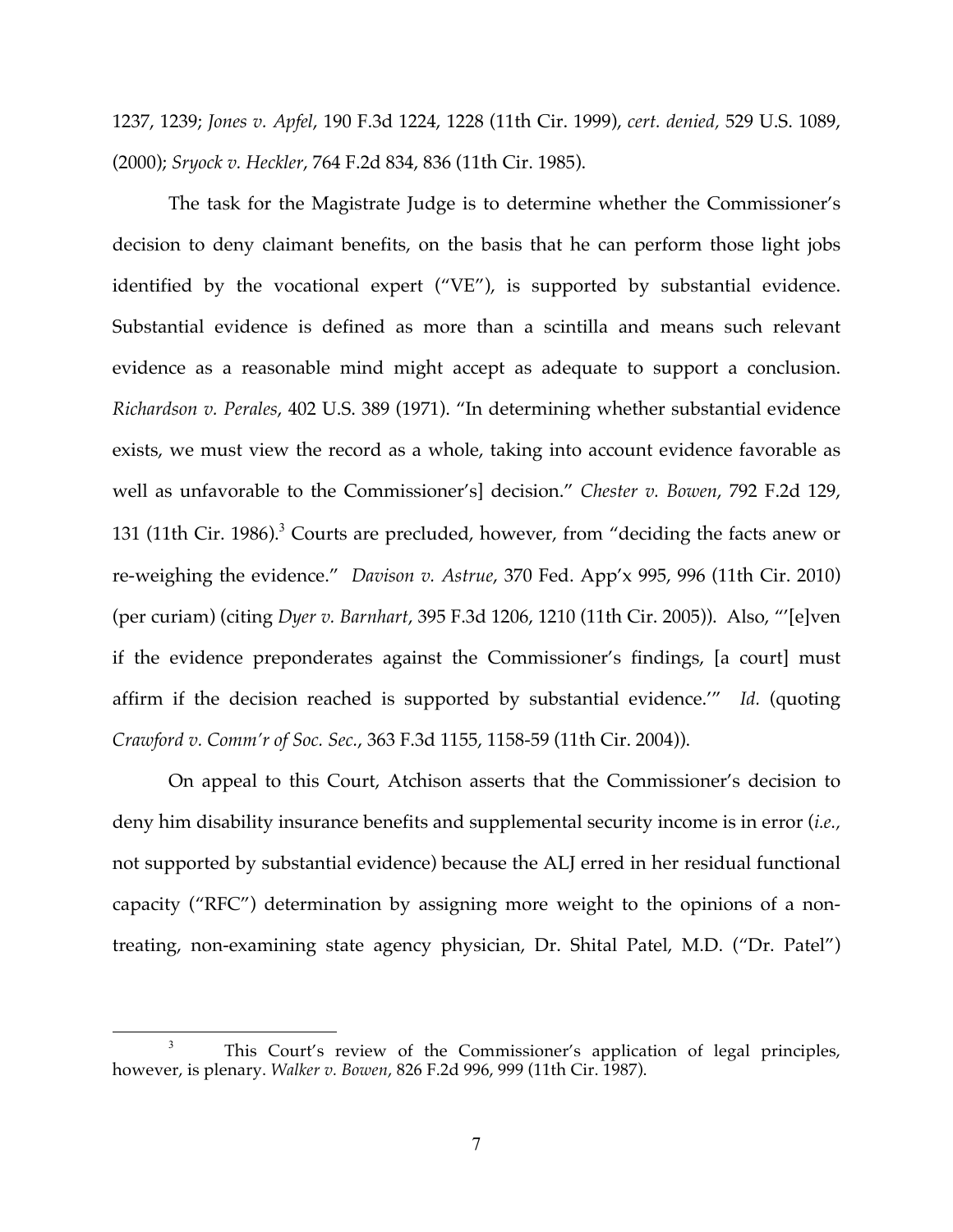1237, 1239; *Jones v. Apfel*, 190 F.3d 1224, 1228 (11th Cir. 1999), *cert. denied,* 529 U.S. 1089, (2000); *Sryock v. Heckler*, 764 F.2d 834, 836 (11th Cir. 1985).

The task for the Magistrate Judge is to determine whether the Commissioner's decision to deny claimant benefits, on the basis that he can perform those light jobs identified by the vocational expert ("VE"), is supported by substantial evidence. Substantial evidence is defined as more than a scintilla and means such relevant evidence as a reasonable mind might accept as adequate to support a conclusion. *Richardson v. Perales*, 402 U.S. 389 (1971). "In determining whether substantial evidence exists, we must view the record as a whole, taking into account evidence favorable as well as unfavorable to the Commissioner's] decision." *Chester v. Bowen*, 792 F.2d 129, 131 (11th Cir. 1986).[3] Courts are precluded, however, from "deciding the facts anew or re-weighing the evidence." *Davison v. Astrue*, 370 Fed. App'x 995, 996 (11th Cir. 2010) (per curiam) (citing *Dyer v. Barnhart*, 395 F.3d 1206, 1210 (11th Cir. 2005)). Also, "'[e]ven if the evidence preponderates against the Commissioner's findings, [a court] must affirm if the decision reached is supported by substantial evidence.'" *Id.* (quoting *Crawford v. Comm'r of Soc. Sec.*, 363 F.3d 1155, 1158-59 (11th Cir. 2004)).

On appeal to this Court, Atchison asserts that the Commissioner's decision to deny him disability insurance benefits and supplemental security income is in error (*i.e.,* not supported by substantial evidence) because the ALJ erred in her residual functional capacity ("RFC") determination by assigning more weight to the opinions of a non-treating, non-examining state agency physician, Dr. Shital Patel, M.D. ("Dr. Patel")

[3] This Court's review of the Commissioner's application of legal principles, however, is plenary. *Walker v. Bowen*, 826 F.2d 996, 999 (11th Cir. 1987).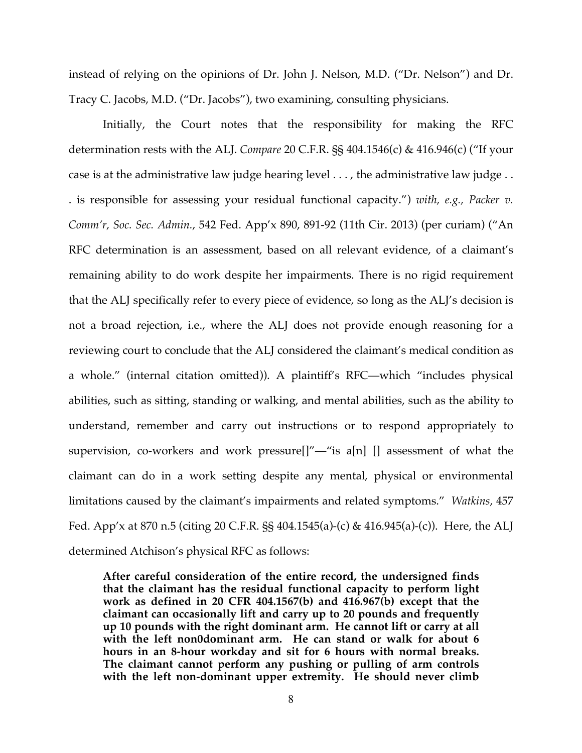instead of relying on the opinions of Dr. John J. Nelson, M.D. ("Dr. Nelson") and Dr. Tracy C. Jacobs, M.D. ("Dr. Jacobs"), two examining, consulting physicians.

Initially, the Court notes that the responsibility for making the RFC determination rests with the ALJ. *Compare* 20 C.F.R. §§ 404.1546(c) & 416.946(c) ("If your case is at the administrative law judge hearing level . . . , the administrative law judge . . . is responsible for assessing your residual functional capacity.") *with, e.g., Packer v. Comm'r, Soc. Sec. Admin.*, 542 Fed. App'x 890, 891-92 (11th Cir. 2013) (per curiam) ("An RFC determination is an assessment, based on all relevant evidence, of a claimant's remaining ability to do work despite her impairments. There is no rigid requirement that the ALJ specifically refer to every piece of evidence, so long as the ALJ's decision is not a broad rejection, i.e., where the ALJ does not provide enough reasoning for a reviewing court to conclude that the ALJ considered the claimant's medical condition as a whole." (internal citation omitted)). A plaintiff's RFC—which "includes physical abilities, such as sitting, standing or walking, and mental abilities, such as the ability to understand, remember and carry out instructions or to respond appropriately to supervision, co-workers and work pressure[]"—"is a[n] [] assessment of what the claimant can do in a work setting despite any mental, physical or environmental limitations caused by the claimant's impairments and related symptoms." *Watkins*, 457 Fed. App'x at 870 n.5 (citing 20 C.F.R. §§ 404.1545(a)-(c) & 416.945(a)-(c)). Here, the ALJ determined Atchison's physical RFC as follows:

> **After careful consideration of the entire record, the undersigned finds that the claimant has the residual functional capacity to perform light work as defined in 20 CFR 404.1567(b) and 416.967(b) except that the claimant can occasionally lift and carry up to 20 pounds and frequently up 10 pounds with the right dominant arm. He cannot lift or carry at all with the left non0dominant arm. He can stand or walk for about 6 hours in an 8-hour workday and sit for 6 hours with normal breaks. The claimant cannot perform any pushing or pulling of arm controls with the left non-dominant upper extremity. He should never climb**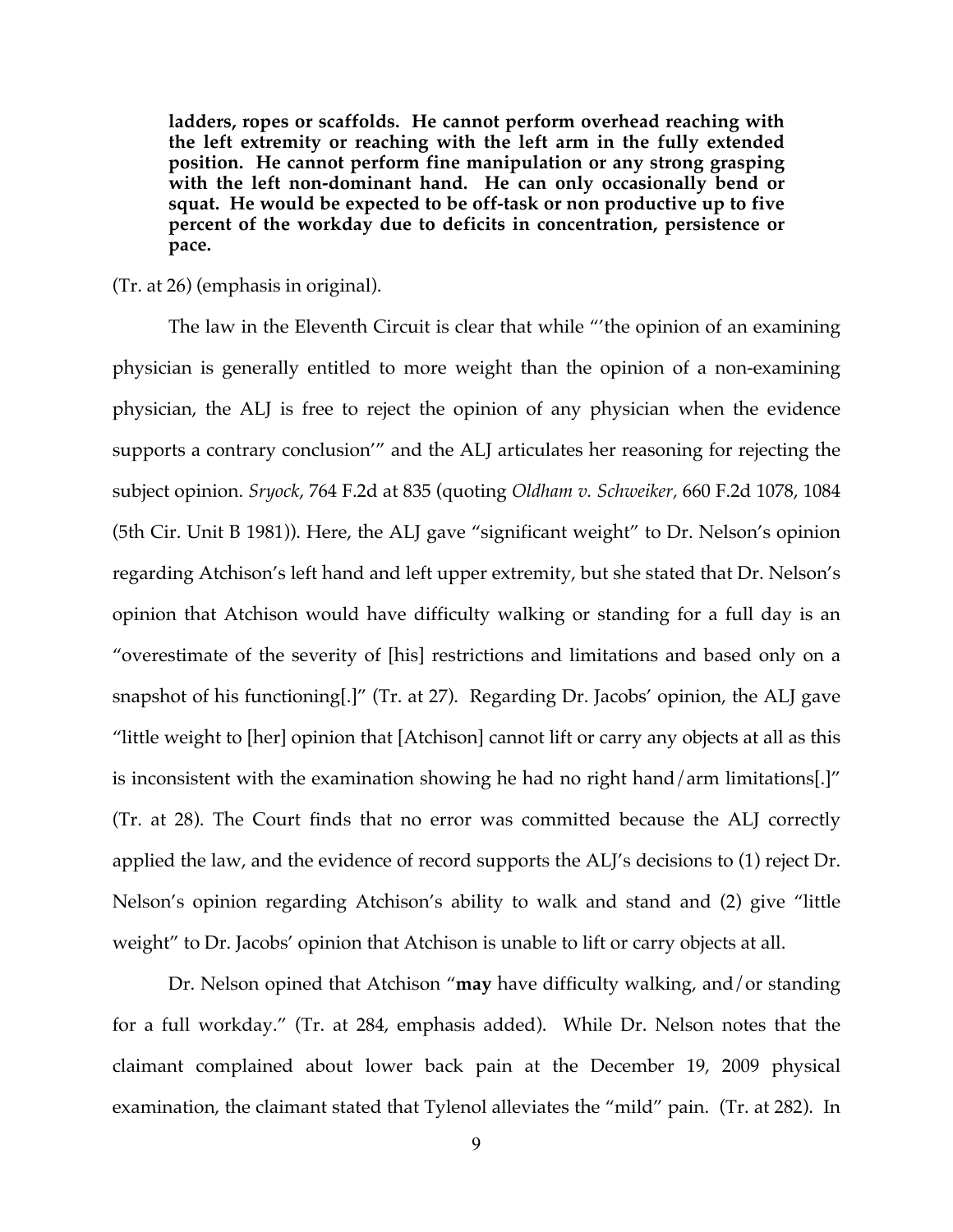**ladders, ropes or scaffolds. He cannot perform overhead reaching with the left extremity or reaching with the left arm in the fully extended position. He cannot perform fine manipulation or any strong grasping with the left non-dominant hand. He can only occasionally bend or squat. He would be expected to be off-task or non productive up to five percent of the workday due to deficits in concentration, persistence or pace.**

(Tr. at 26) (emphasis in original).

The law in the Eleventh Circuit is clear that while "'the opinion of an examining physician is generally entitled to more weight than the opinion of a non-examining physician, the ALJ is free to reject the opinion of any physician when the evidence supports a contrary conclusion'" and the ALJ articulates her reasoning for rejecting the subject opinion. *Sryock*, 764 F.2d at 835 (quoting *Oldham v. Schweiker*, 660 F.2d 1078, 1084 (5th Cir. Unit B 1981)). Here, the ALJ gave "significant weight" to Dr. Nelson's opinion regarding Atchison's left hand and left upper extremity, but she stated that Dr. Nelson's opinion that Atchison would have difficulty walking or standing for a full day is an "overestimate of the severity of [his] restrictions and limitations and based only on a snapshot of his functioning[.]" (Tr. at 27). Regarding Dr. Jacobs' opinion, the ALJ gave "little weight to [her] opinion that [Atchison] cannot lift or carry any objects at all as this is inconsistent with the examination showing he had no right hand/arm limitations[.]" (Tr. at 28). The Court finds that no error was committed because the ALJ correctly applied the law, and the evidence of record supports the ALJ's decisions to (1) reject Dr. Nelson's opinion regarding Atchison's ability to walk and stand and (2) give "little weight" to Dr. Jacobs' opinion that Atchison is unable to lift or carry objects at all.

Dr. Nelson opined that Atchison "**may** have difficulty walking, and/or standing for a full workday." (Tr. at 284, emphasis added). While Dr. Nelson notes that the claimant complained about lower back pain at the December 19, 2009 physical examination, the claimant stated that Tylenol alleviates the "mild" pain. (Tr. at 282). In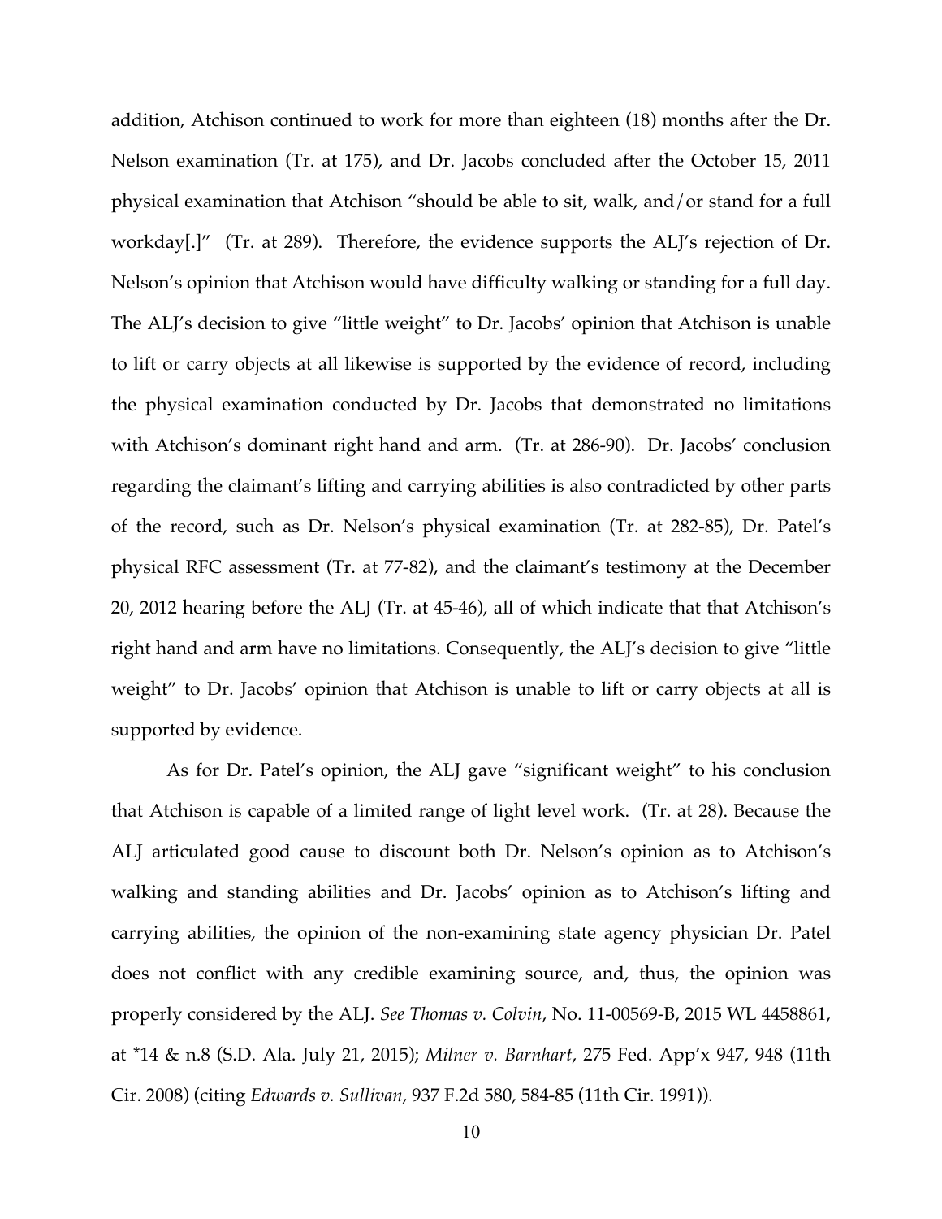addition, Atchison continued to work for more than eighteen (18) months after the Dr. Nelson examination (Tr. at 175), and Dr. Jacobs concluded after the October 15, 2011 physical examination that Atchison "should be able to sit, walk, and/or stand for a full workday[.]" (Tr. at 289). Therefore, the evidence supports the ALJ's rejection of Dr. Nelson's opinion that Atchison would have difficulty walking or standing for a full day. The ALJ's decision to give "little weight" to Dr. Jacobs' opinion that Atchison is unable to lift or carry objects at all likewise is supported by the evidence of record, including the physical examination conducted by Dr. Jacobs that demonstrated no limitations with Atchison's dominant right hand and arm. (Tr. at 286-90). Dr. Jacobs' conclusion regarding the claimant's lifting and carrying abilities is also contradicted by other parts of the record, such as Dr. Nelson's physical examination (Tr. at 282-85), Dr. Patel's physical RFC assessment (Tr. at 77-82), and the claimant's testimony at the December 20, 2012 hearing before the ALJ (Tr. at 45-46), all of which indicate that that Atchison's right hand and arm have no limitations. Consequently, the ALJ's decision to give "little weight" to Dr. Jacobs' opinion that Atchison is unable to lift or carry objects at all is supported by evidence.

As for Dr. Patel's opinion, the ALJ gave "significant weight" to his conclusion that Atchison is capable of a limited range of light level work. (Tr. at 28). Because the ALJ articulated good cause to discount both Dr. Nelson's opinion as to Atchison's walking and standing abilities and Dr. Jacobs' opinion as to Atchison's lifting and carrying abilities, the opinion of the non-examining state agency physician Dr. Patel does not conflict with any credible examining source, and, thus, the opinion was properly considered by the ALJ. *See Thomas v. Colvin*, No. 11-00569-B, 2015 WL 4458861, at *14 & n.8 (S.D. Ala. July 21, 2015); *Milner v. Barnhart*, 275 Fed. App'x 947, 948 (11th Cir. 2008) (citing *Edwards v. Sullivan*, 937 F.2d 580, 584-85 (11th Cir. 1991)).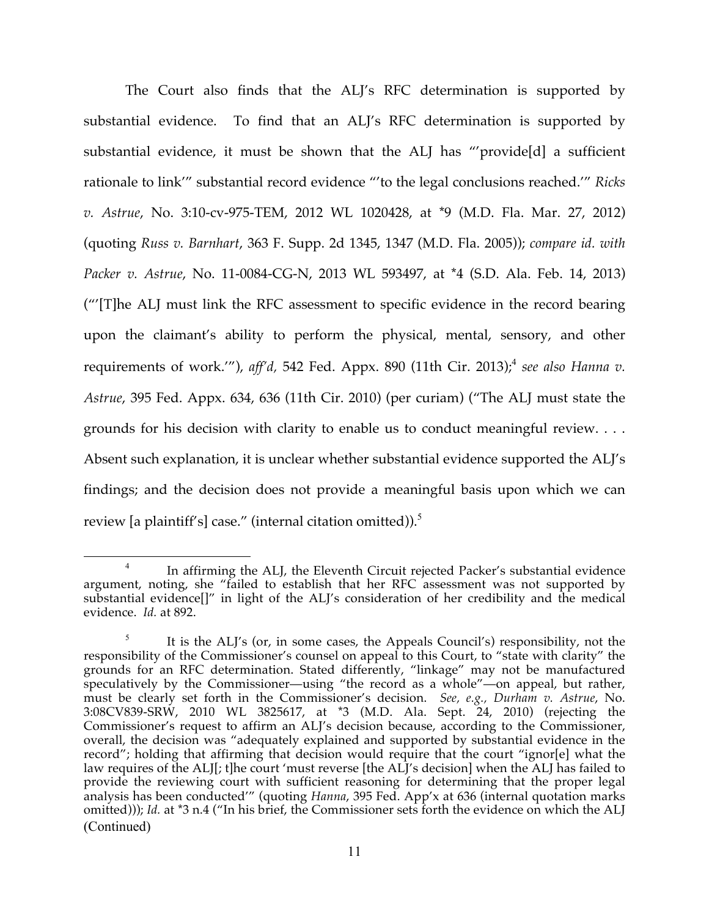The Court also finds that the ALJ's RFC determination is supported by substantial evidence. To find that an ALJ's RFC determination is supported by substantial evidence, it must be shown that the ALJ has "'provide[d] a sufficient rationale to link'" substantial record evidence "'to the legal conclusions reached.'" *Ricks v. Astrue*, No. 3:10-cv-975-TEM, 2012 WL 1020428, at *9 (M.D. Fla. Mar. 27, 2012) (quoting *Russ v. Barnhart*, 363 F. Supp. 2d 1345, 1347 (M.D. Fla. 2005)); *compare id. with Packer v. Astrue*, No. 11-0084-CG-N, 2013 WL 593497, at *4 (S.D. Ala. Feb. 14, 2013) ("'[T]he ALJ must link the RFC assessment to specific evidence in the record bearing upon the claimant's ability to perform the physical, mental, sensory, and other requirements of work.'"), *aff'd*, 542 Fed. Appx. 890 (11th Cir. 2013);[4] *see also Hanna v. Astrue*, 395 Fed. Appx. 634, 636 (11th Cir. 2010) (per curiam) ("The ALJ must state the grounds for his decision with clarity to enable us to conduct meaningful review. . . . Absent such explanation, it is unclear whether substantial evidence supported the ALJ's findings; and the decision does not provide a meaningful basis upon which we can review [a plaintiff's] case." (internal citation omitted)).[5]

---

[4] In affirming the ALJ, the Eleventh Circuit rejected Packer's substantial evidence argument, noting, she "failed to establish that her RFC assessment was not supported by substantial evidence[]" in light of the ALJ's consideration of her credibility and the medical evidence. *Id.* at 892.

[5] It is the ALJ's (or, in some cases, the Appeals Council's) responsibility, not the responsibility of the Commissioner's counsel on appeal to this Court, to "state with clarity" the grounds for an RFC determination. Stated differently, "linkage" may not be manufactured speculatively by the Commissioner—using "the record as a whole"—on appeal, but rather, must be clearly set forth in the Commissioner's decision. *See, e.g., Durham v. Astrue*, No. 3:08CV839-SRW, 2010 WL 3825617, at *3 (M.D. Ala. Sept. 24, 2010) (rejecting the Commissioner's request to affirm an ALJ's decision because, according to the Commissioner, overall, the decision was "adequately explained and supported by substantial evidence in the record"; holding that affirming that decision would require that the court "ignor[e] what the law requires of the ALJ[; t]he court 'must reverse [the ALJ's decision] when the ALJ has failed to provide the reviewing court with sufficient reasoning for determining that the proper legal analysis has been conducted'" (quoting *Hanna*, 395 Fed. App'x at 636 (internal quotation marks omitted))); *Id.* at *3 n.4 ("In his brief, the Commissioner sets forth the evidence on which the ALJ (Continued)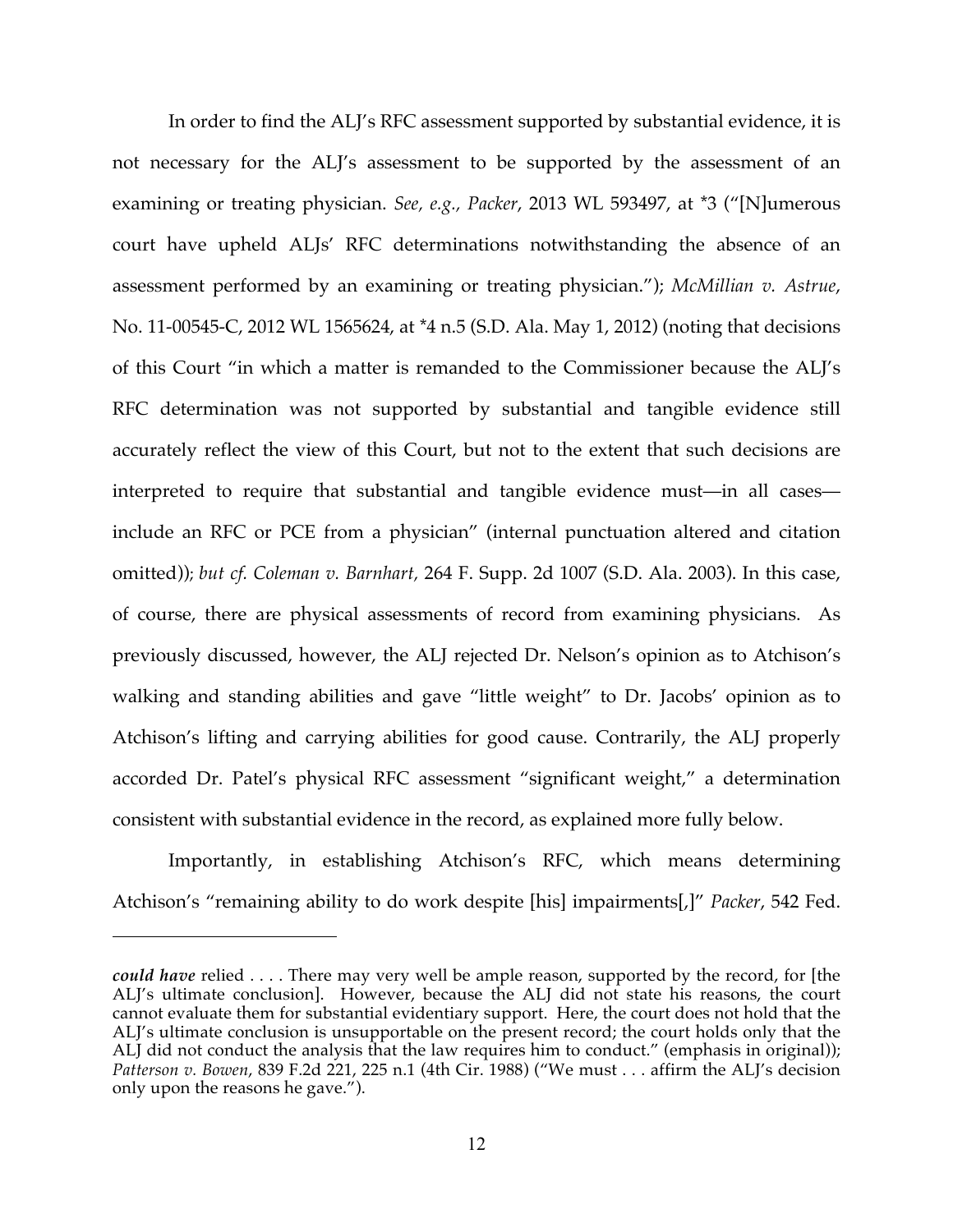In order to find the ALJ's RFC assessment supported by substantial evidence, it is not necessary for the ALJ's assessment to be supported by the assessment of an examining or treating physician. *See, e.g.*, *Packer*, 2013 WL 593497, at *3 ("[N]umerous court have upheld ALJs' RFC determinations notwithstanding the absence of an assessment performed by an examining or treating physician."); *McMillian v. Astrue*, No. 11-00545-C, 2012 WL 1565624, at *4 n.5 (S.D. Ala. May 1, 2012) (noting that decisions of this Court "in which a matter is remanded to the Commissioner because the ALJ's RFC determination was not supported by substantial and tangible evidence still accurately reflect the view of this Court, but not to the extent that such decisions are interpreted to require that substantial and tangible evidence must—in all cases—include an RFC or PCE from a physician" (internal punctuation altered and citation omitted)); *but cf. Coleman v. Barnhart*, 264 F. Supp. 2d 1007 (S.D. Ala. 2003). In this case, of course, there are physical assessments of record from examining physicians. As previously discussed, however, the ALJ rejected Dr. Nelson's opinion as to Atchison's walking and standing abilities and gave "little weight" to Dr. Jacobs' opinion as to Atchison's lifting and carrying abilities for good cause. Contrarily, the ALJ properly accorded Dr. Patel's physical RFC assessment "significant weight," a determination consistent with substantial evidence in the record, as explained more fully below.

Importantly, in establishing Atchison's RFC, which means determining Atchison's "remaining ability to do work despite [his] impairments[,]" *Packer*, 542 Fed.

---

***could have*** relied . . . . There may very well be ample reason, supported by the record, for [the ALJ's ultimate conclusion]. However, because the ALJ did not state his reasons, the court cannot evaluate them for substantial evidentiary support. Here, the court does not hold that the ALJ's ultimate conclusion is unsupportable on the present record; the court holds only that the ALJ did not conduct the analysis that the law requires him to conduct." (emphasis in original)); *Patterson v. Bowen*, 839 F.2d 221, 225 n.1 (4th Cir. 1988) ("We must . . . affirm the ALJ's decision only upon the reasons he gave.").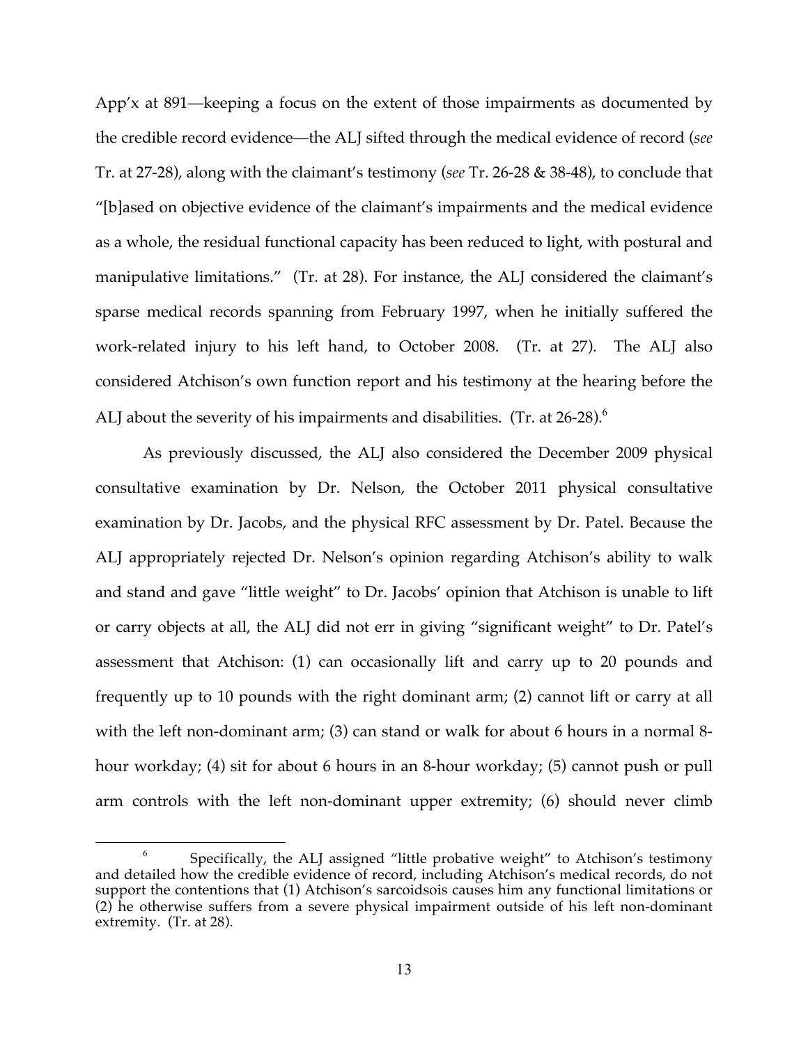App'x at 891—keeping a focus on the extent of those impairments as documented by the credible record evidence—the ALJ sifted through the medical evidence of record (*see* Tr. at 27-28), along with the claimant's testimony (*see* Tr. 26-28 & 38-48), to conclude that "[b]ased on objective evidence of the claimant's impairments and the medical evidence as a whole, the residual functional capacity has been reduced to light, with postural and manipulative limitations." (Tr. at 28). For instance, the ALJ considered the claimant's sparse medical records spanning from February 1997, when he initially suffered the work-related injury to his left hand, to October 2008. (Tr. at 27). The ALJ also considered Atchison's own function report and his testimony at the hearing before the ALJ about the severity of his impairments and disabilities. (Tr. at 26-28).[6]

As previously discussed, the ALJ also considered the December 2009 physical consultative examination by Dr. Nelson, the October 2011 physical consultative examination by Dr. Jacobs, and the physical RFC assessment by Dr. Patel. Because the ALJ appropriately rejected Dr. Nelson's opinion regarding Atchison's ability to walk and stand and gave "little weight" to Dr. Jacobs' opinion that Atchison is unable to lift or carry objects at all, the ALJ did not err in giving "significant weight" to Dr. Patel's assessment that Atchison: (1) can occasionally lift and carry up to 20 pounds and frequently up to 10 pounds with the right dominant arm; (2) cannot lift or carry at all with the left non-dominant arm; (3) can stand or walk for about 6 hours in a normal 8-hour workday; (4) sit for about 6 hours in an 8-hour workday; (5) cannot push or pull arm controls with the left non-dominant upper extremity; (6) should never climb

[6] Specifically, the ALJ assigned "little probative weight" to Atchison's testimony and detailed how the credible evidence of record, including Atchison's medical records, do not support the contentions that (1) Atchison's sarcoidsois causes him any functional limitations or (2) he otherwise suffers from a severe physical impairment outside of his left non-dominant extremity. (Tr. at 28).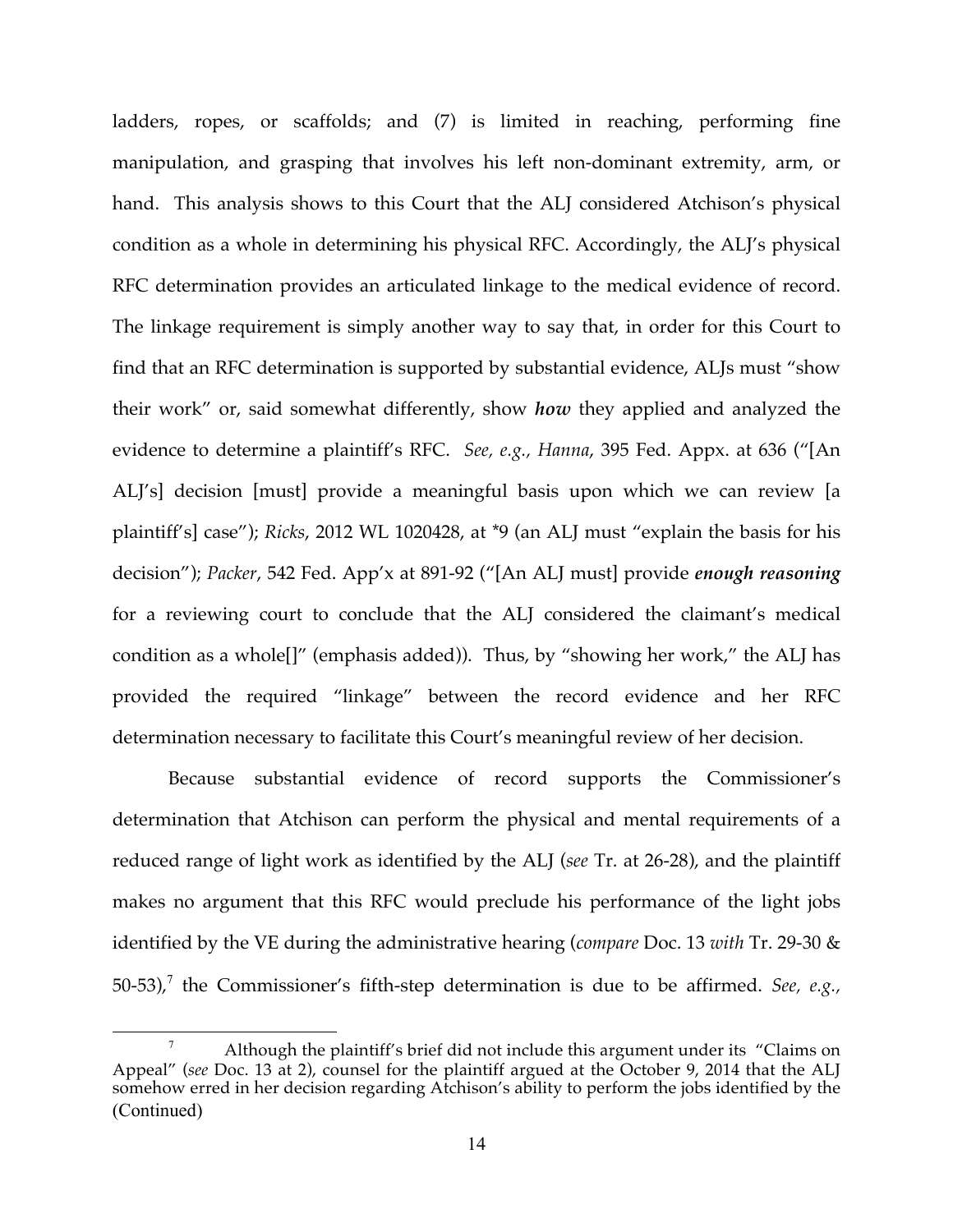ladders, ropes, or scaffolds; and (7) is limited in reaching, performing fine manipulation, and grasping that involves his left non-dominant extremity, arm, or hand. This analysis shows to this Court that the ALJ considered Atchison's physical condition as a whole in determining his physical RFC. Accordingly, the ALJ's physical RFC determination provides an articulated linkage to the medical evidence of record. The linkage requirement is simply another way to say that, in order for this Court to find that an RFC determination is supported by substantial evidence, ALJs must "show their work" or, said somewhat differently, show ***how*** they applied and analyzed the evidence to determine a plaintiff's RFC. *See, e.g., Hanna*, 395 Fed. Appx. at 636 ("[An ALJ's] decision [must] provide a meaningful basis upon which we can review [a plaintiff's] case"); *Ricks*, 2012 WL 1020428, at *9 (an ALJ must "explain the basis for his decision"); *Packer*, 542 Fed. App'x at 891-92 ("[An ALJ must] provide ***enough reasoning*** for a reviewing court to conclude that the ALJ considered the claimant's medical condition as a whole[]" (emphasis added)). Thus, by "showing her work," the ALJ has provided the required "linkage" between the record evidence and her RFC determination necessary to facilitate this Court's meaningful review of her decision.

Because substantial evidence of record supports the Commissioner's determination that Atchison can perform the physical and mental requirements of a reduced range of light work as identified by the ALJ (*see* Tr. at 26-28), and the plaintiff makes no argument that this RFC would preclude his performance of the light jobs identified by the VE during the administrative hearing (*compare* Doc. 13 *with* Tr. 29-30 & 50-53),[7] the Commissioner's fifth-step determination is due to be affirmed. *See, e.g.*,

---

[7] Although the plaintiff's brief did not include this argument under its "Claims on Appeal" (*see* Doc. 13 at 2), counsel for the plaintiff argued at the October 9, 2014 that the ALJ somehow erred in her decision regarding Atchison's ability to perform the jobs identified by the (Continued)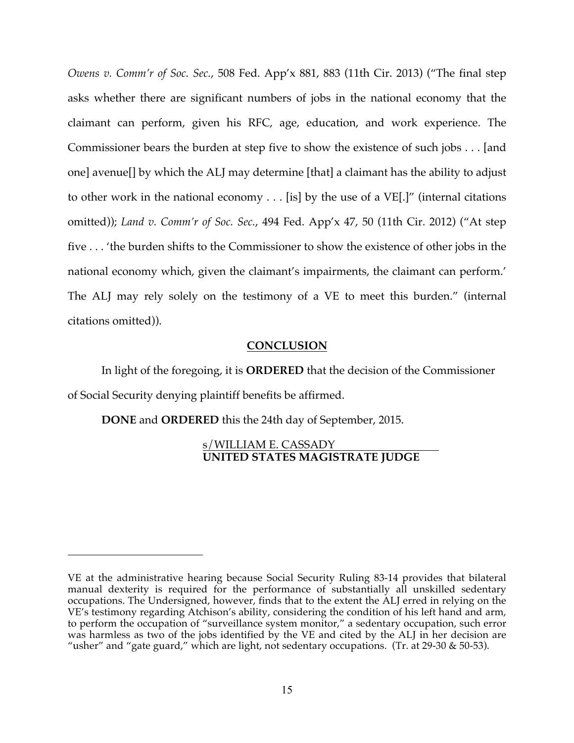*Owens v. Comm'r of Soc. Sec.*, 508 Fed. App'x 881, 883 (11th Cir. 2013) ("The final step asks whether there are significant numbers of jobs in the national economy that the claimant can perform, given his RFC, age, education, and work experience. The Commissioner bears the burden at step five to show the existence of such jobs . . . [and one] avenue[] by which the ALJ may determine [that] a claimant has the ability to adjust to other work in the national economy . . . [is] by the use of a VE[.]" (internal citations omitted)); *Land v. Comm'r of Soc. Sec.*, 494 Fed. App'x 47, 50 (11th Cir. 2012) ("At step five . . . 'the burden shifts to the Commissioner to show the existence of other jobs in the national economy which, given the claimant's impairments, the claimant can perform.' The ALJ may rely solely on the testimony of a VE to meet this burden." (internal citations omitted)).

## CONCLUSION

In light of the foregoing, it is **ORDERED** that the decision of the Commissioner of Social Security denying plaintiff benefits be affirmed.

**DONE** and **ORDERED** this the 24th day of September, 2015.

s/WILLIAM E. CASSADY
**UNITED STATES MAGISTRATE JUDGE**

---

VE at the administrative hearing because Social Security Ruling 83-14 provides that bilateral manual dexterity is required for the performance of substantially all unskilled sedentary occupations. The Undersigned, however, finds that to the extent the ALJ erred in relying on the VE's testimony regarding Atchison's ability, considering the condition of his left hand and arm, to perform the occupation of "surveillance system monitor," a sedentary occupation, such error was harmless as two of the jobs identified by the VE and cited by the ALJ in her decision are "usher" and "gate guard," which are light, not sedentary occupations. (Tr. at 29-30 & 50-53).